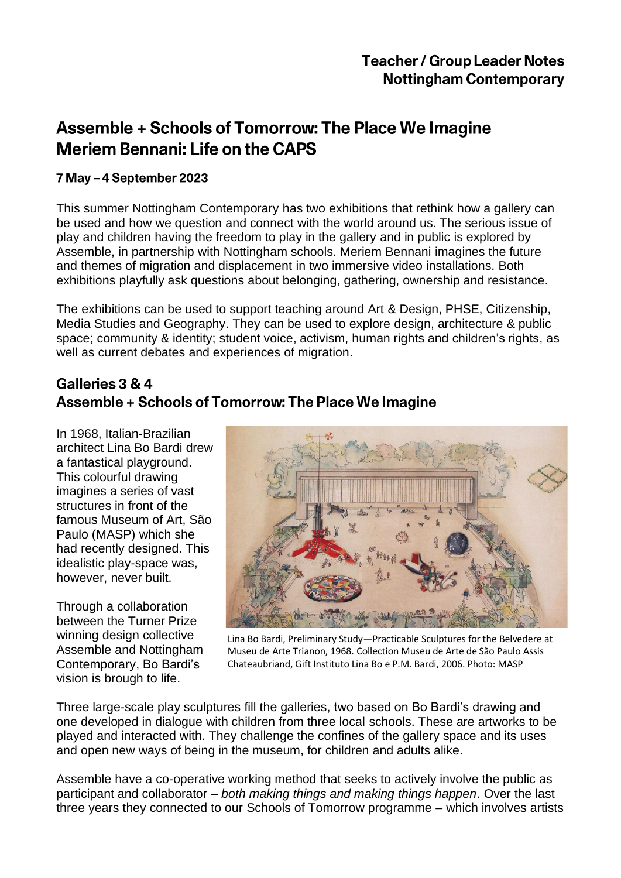**Teacher / Group Leader Notes**
**Nottingham Contemporary**

# Assemble + Schools of Tomorrow: The Place We Imagine
# Meriem Bennani: Life on the CAPS

**7 May – 4 September 2023**

This summer Nottingham Contemporary has two exhibitions that rethink how a gallery can be used and how we question and connect with the world around us. The serious issue of play and children having the freedom to play in the gallery and in public is explored by Assemble, in partnership with Nottingham schools. Meriem Bennani imagines the future and themes of migration and displacement in two immersive video installations. Both exhibitions playfully ask questions about belonging, gathering, ownership and resistance.

The exhibitions can be used to support teaching around Art & Design, PHSE, Citizenship, Media Studies and Geography. They can be used to explore design, architecture & public space; community & identity; student voice, activism, human rights and children's rights, as well as current debates and experiences of migration.

## Galleries 3 & 4
## Assemble + Schools of Tomorrow: The Place We Imagine

In 1968, Italian-Brazilian architect Lina Bo Bardi drew a fantastical playground. This colourful drawing imagines a series of vast structures in front of the famous Museum of Art, São Paulo (MASP) which she had recently designed. This idealistic play-space was, however, never built.

Through a collaboration between the Turner Prize winning design collective Assemble and Nottingham Contemporary, Bo Bardi's vision is brough to life.

Lina Bo Bardi, Preliminary Study—Practicable Sculptures for the Belvedere at Museu de Arte Trianon, 1968. Collection Museu de Arte de São Paulo Assis Chateaubriand, Gift Instituto Lina Bo e P.M. Bardi, 2006. Photo: MASP

Three large-scale play sculptures fill the galleries, two based on Bo Bardi's drawing and one developed in dialogue with children from three local schools. These are artworks to be played and interacted with. They challenge the confines of the gallery space and its uses and open new ways of being in the museum, for children and adults alike.

Assemble have a co-operative working method that seeks to actively involve the public as participant and collaborator – *both making things and making things happen*. Over the last three years they connected to our Schools of Tomorrow programme – which involves artists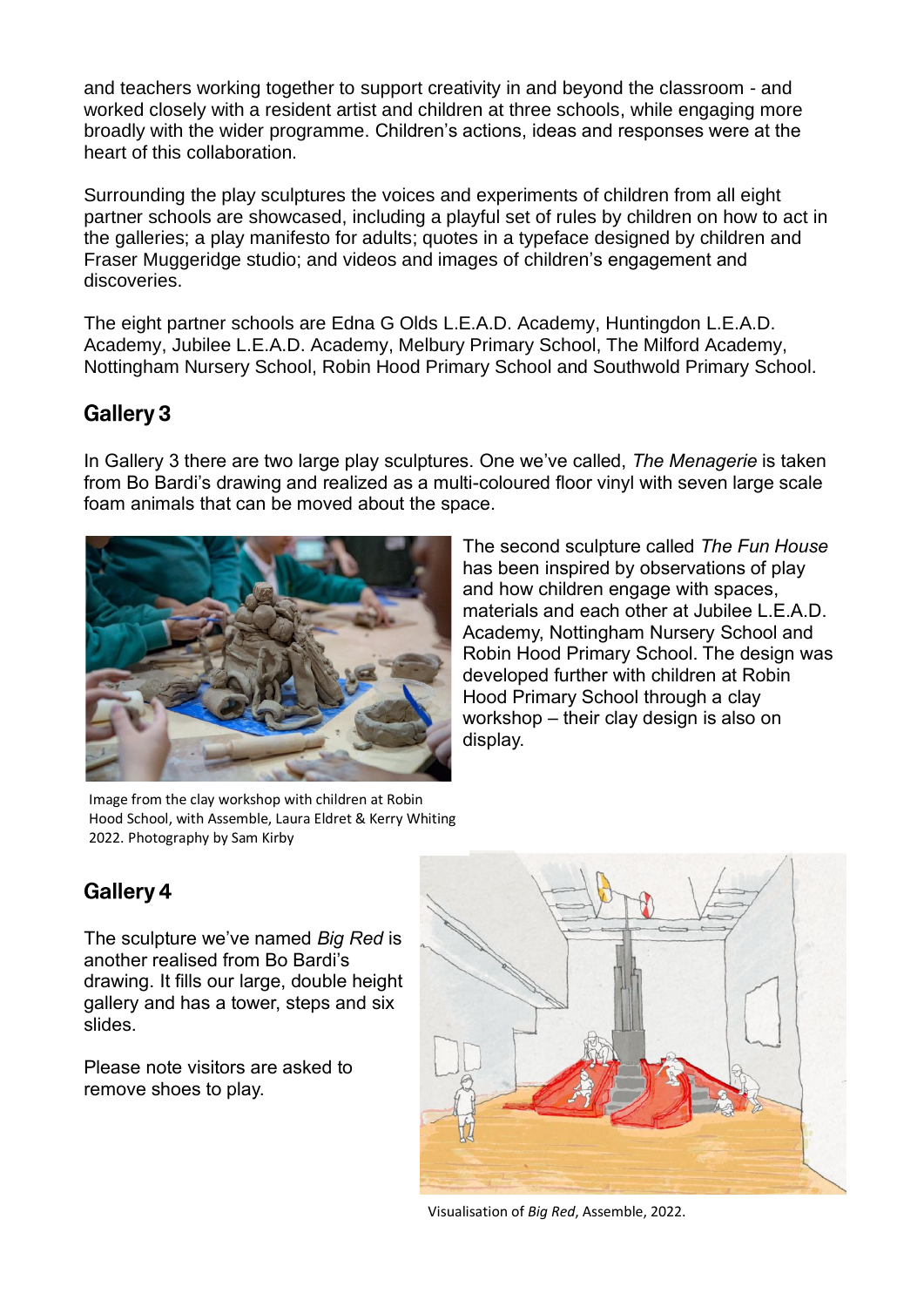and teachers working together to support creativity in and beyond the classroom - and worked closely with a resident artist and children at three schools, while engaging more broadly with the wider programme. Children's actions, ideas and responses were at the heart of this collaboration.

Surrounding the play sculptures the voices and experiments of children from all eight partner schools are showcased, including a playful set of rules by children on how to act in the galleries; a play manifesto for adults; quotes in a typeface designed by children and Fraser Muggeridge studio; and videos and images of children's engagement and discoveries.

The eight partner schools are Edna G Olds L.E.A.D. Academy, Huntingdon L.E.A.D. Academy, Jubilee L.E.A.D. Academy, Melbury Primary School, The Milford Academy, Nottingham Nursery School, Robin Hood Primary School and Southwold Primary School.

## Gallery 3

In Gallery 3 there are two large play sculptures. One we've called, *The Menagerie* is taken from Bo Bardi's drawing and realized as a multi-coloured floor vinyl with seven large scale foam animals that can be moved about the space.

The second sculpture called *The Fun House* has been inspired by observations of play and how children engage with spaces, materials and each other at Jubilee L.E.A.D. Academy, Nottingham Nursery School and Robin Hood Primary School. The design was developed further with children at Robin Hood Primary School through a clay workshop – their clay design is also on display.

Image from the clay workshop with children at Robin Hood School, with Assemble, Laura Eldret & Kerry Whiting 2022. Photography by Sam Kirby

## Gallery 4

The sculpture we've named *Big Red* is another realised from Bo Bardi's drawing. It fills our large, double height gallery and has a tower, steps and six slides.

Please note visitors are asked to remove shoes to play.

Visualisation of *Big Red*, Assemble, 2022.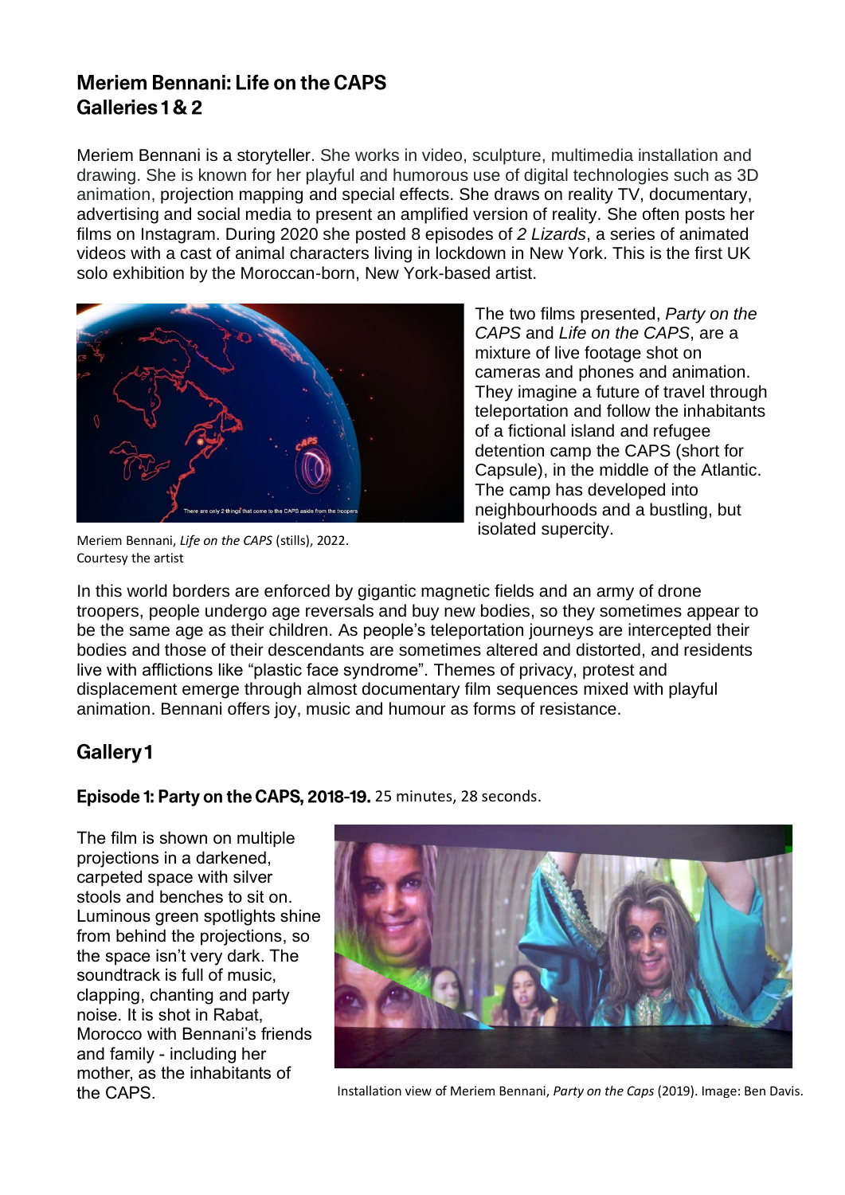# Meriem Bennani: Life on the CAPS
# Galleries 1 & 2

Meriem Bennani is a storyteller. She works in video, sculpture, multimedia installation and drawing. She is known for her playful and humorous use of digital technologies such as 3D animation, projection mapping and special effects. She draws on reality TV, documentary, advertising and social media to present an amplified version of reality. She often posts her films on Instagram. During 2020 she posted 8 episodes of *2 Lizards*, a series of animated videos with a cast of animal characters living in lockdown in New York. This is the first UK solo exhibition by the Moroccan-born, New York-based artist.

Meriem Bennani, *Life on the CAPS* (stills), 2022. Courtesy the artist

The two films presented, *Party on the CAPS* and *Life on the CAPS*, are a mixture of live footage shot on cameras and phones and animation. They imagine a future of travel through teleportation and follow the inhabitants of a fictional island and refugee detention camp the CAPS (short for Capsule), in the middle of the Atlantic. The camp has developed into neighbourhoods and a bustling, but isolated supercity.

In this world borders are enforced by gigantic magnetic fields and an army of drone troopers, people undergo age reversals and buy new bodies, so they sometimes appear to be the same age as their children. As people's teleportation journeys are intercepted their bodies and those of their descendants are sometimes altered and distorted, and residents live with afflictions like "plastic face syndrome". Themes of privacy, protest and displacement emerge through almost documentary film sequences mixed with playful animation. Bennani offers joy, music and humour as forms of resistance.

## Gallery 1

**Episode 1: Party on the CAPS, 2018-19.** 25 minutes, 28 seconds.

The film is shown on multiple projections in a darkened, carpeted space with silver stools and benches to sit on. Luminous green spotlights shine from behind the projections, so the space isn't very dark. The soundtrack is full of music, clapping, chanting and party noise. It is shot in Rabat, Morocco with Bennani's friends and family - including her mother, as the inhabitants of the CAPS.

Installation view of Meriem Bennani, *Party on the Caps* (2019). Image: Ben Davis.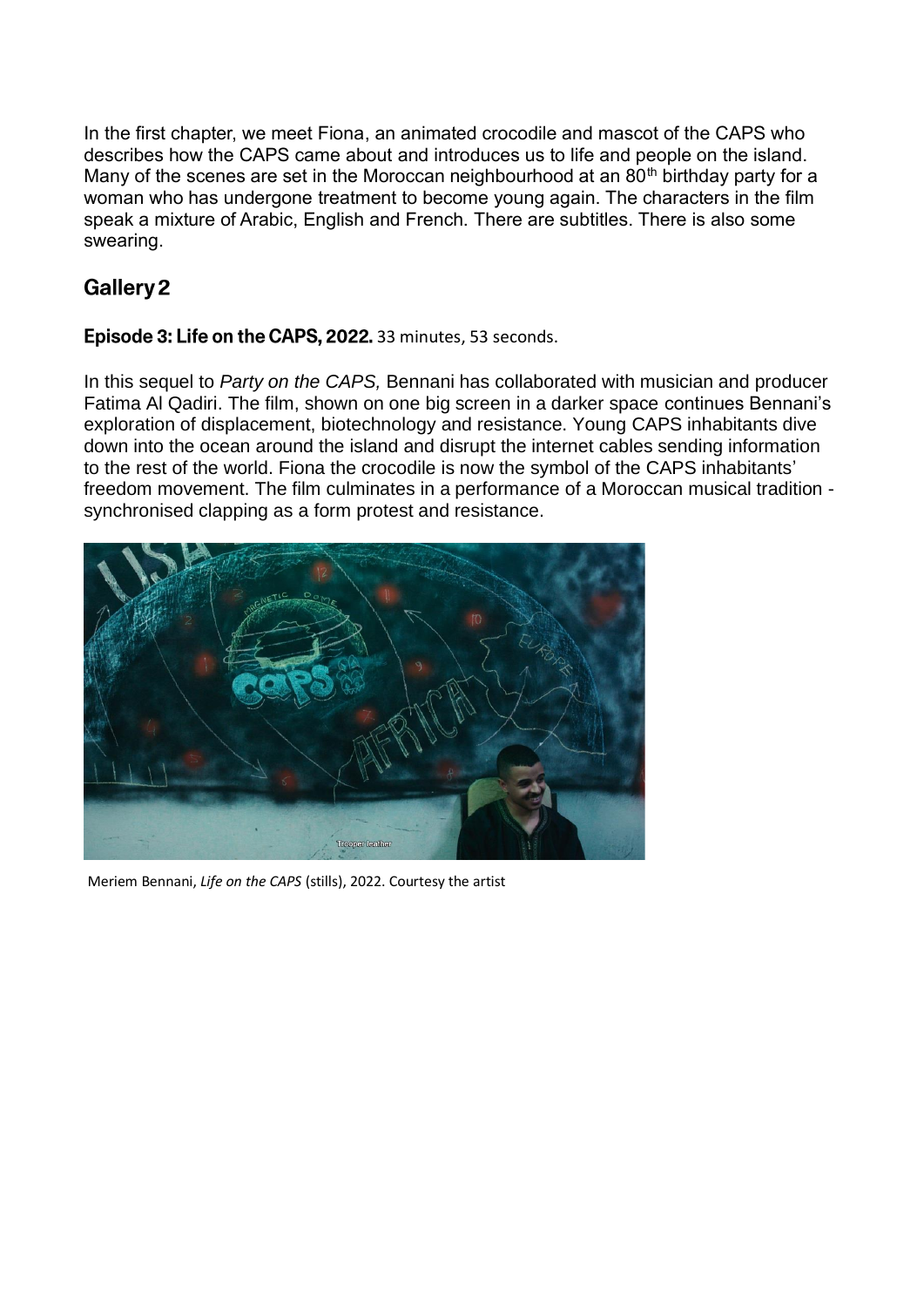In the first chapter, we meet Fiona, an animated crocodile and mascot of the CAPS who describes how the CAPS came about and introduces us to life and people on the island. Many of the scenes are set in the Moroccan neighbourhood at an 80th birthday party for a woman who has undergone treatment to become young again. The characters in the film speak a mixture of Arabic, English and French. There are subtitles. There is also some swearing.

## Gallery 2

**Episode 3: Life on the CAPS, 2022.** 33 minutes, 53 seconds.

In this sequel to *Party on the CAPS,* Bennani has collaborated with musician and producer Fatima Al Qadiri. The film, shown on one big screen in a darker space continues Bennani's exploration of displacement, biotechnology and resistance. Young CAPS inhabitants dive down into the ocean around the island and disrupt the internet cables sending information to the rest of the world. Fiona the crocodile is now the symbol of the CAPS inhabitants' freedom movement. The film culminates in a performance of a Moroccan musical tradition - synchronised clapping as a form protest and resistance.

Meriem Bennani, *Life on the CAPS* (stills), 2022. Courtesy the artist